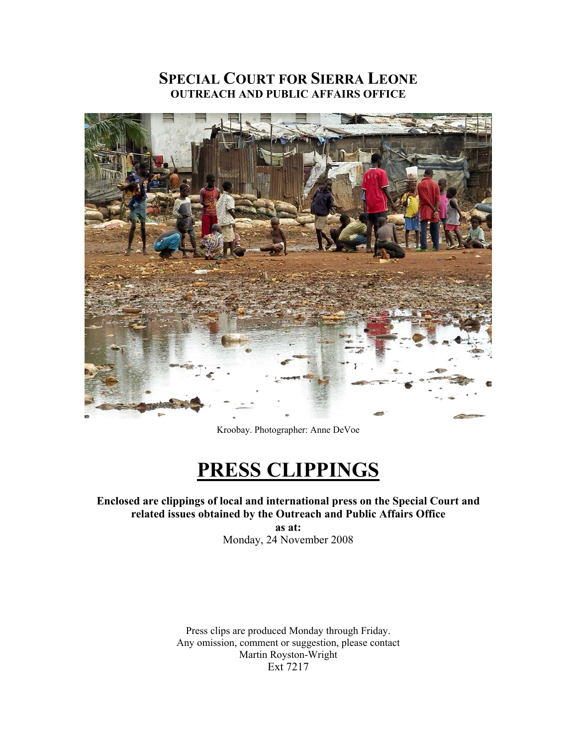# SPECIAL COURT FOR SIERRA LEONE
## OUTREACH AND PUBLIC AFFAIRS OFFICE

Kroobay. Photographer: Anne DeVoe

# PRESS CLIPPINGS

**Enclosed are clippings of local and international press on the Special Court and related issues obtained by the Outreach and Public Affairs Office**
**as at:**
Monday, 24 November 2008

Press clips are produced Monday through Friday.
Any omission, comment or suggestion, please contact
Martin Royston-Wright
Ext 7217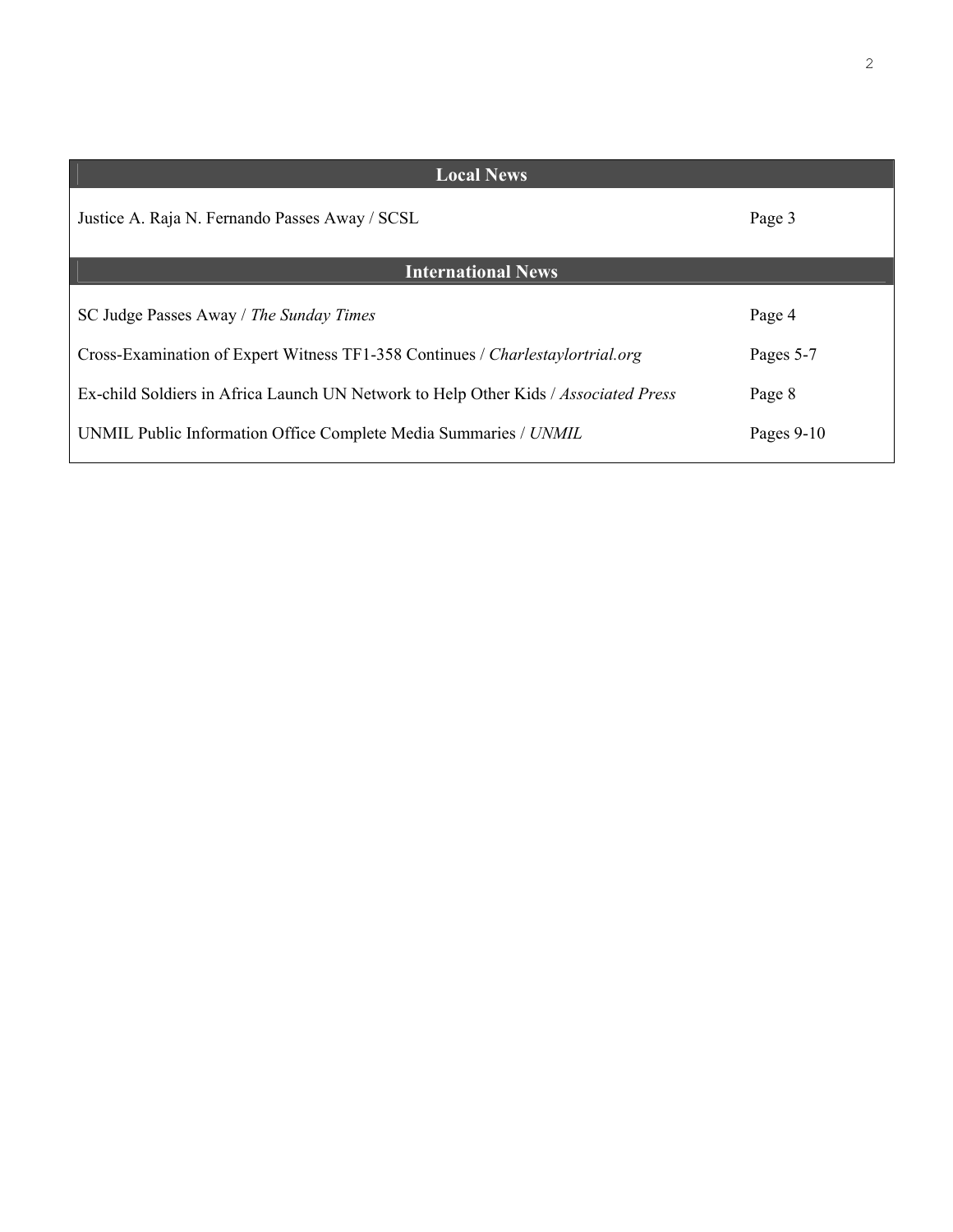| Local News | |
|---|---|
| Justice A. Raja N. Fernando Passes Away / SCSL | Page 3 |
| **International News** | |
| SC Judge Passes Away / *The Sunday Times* | Page 4 |
| Cross-Examination of Expert Witness TF1-358 Continues / *Charlestaylortrial.org* | Pages 5-7 |
| Ex-child Soldiers in Africa Launch UN Network to Help Other Kids / *Associated Press* | Page 8 |
| UNMIL Public Information Office Complete Media Summaries / *UNMIL* | Pages 9-10 |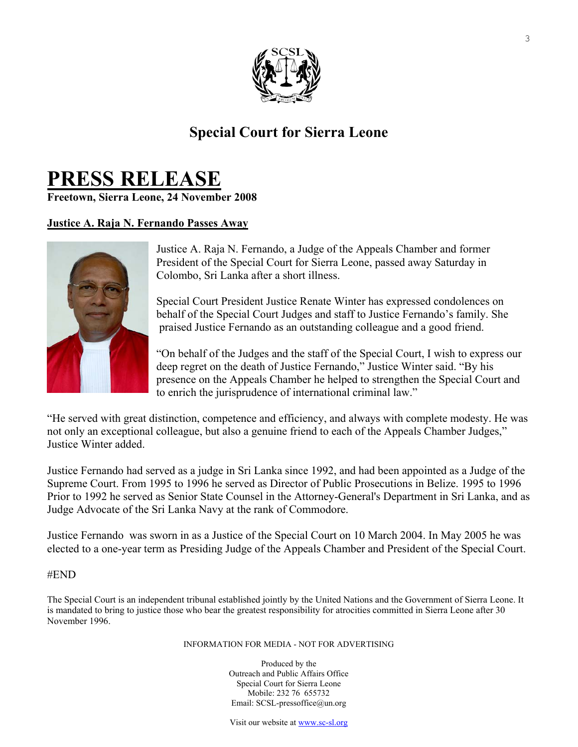## Special Court for Sierra Leone

# PRESS RELEASE

**Freetown, Sierra Leone, 24 November 2008**

**Justice A. Raja N. Fernando Passes Away**

Justice A. Raja N. Fernando, a Judge of the Appeals Chamber and former President of the Special Court for Sierra Leone, passed away Saturday in Colombo, Sri Lanka after a short illness.

Special Court President Justice Renate Winter has expressed condolences on behalf of the Special Court Judges and staff to Justice Fernando's family. She praised Justice Fernando as an outstanding colleague and a good friend.

"On behalf of the Judges and the staff of the Special Court, I wish to express our deep regret on the death of Justice Fernando," Justice Winter said. "By his presence on the Appeals Chamber he helped to strengthen the Special Court and to enrich the jurisprudence of international criminal law."

"He served with great distinction, competence and efficiency, and always with complete modesty. He was not only an exceptional colleague, but also a genuine friend to each of the Appeals Chamber Judges," Justice Winter added.

Justice Fernando had served as a judge in Sri Lanka since 1992, and had been appointed as a Judge of the Supreme Court. From 1995 to 1996 he served as Director of Public Prosecutions in Belize. 1995 to 1996 Prior to 1992 he served as Senior State Counsel in the Attorney-General's Department in Sri Lanka, and as Judge Advocate of the Sri Lanka Navy at the rank of Commodore.

Justice Fernando was sworn in as a Justice of the Special Court on 10 March 2004. In May 2005 he was elected to a one-year term as Presiding Judge of the Appeals Chamber and President of the Special Court.

#END

The Special Court is an independent tribunal established jointly by the United Nations and the Government of Sierra Leone. It is mandated to bring to justice those who bear the greatest responsibility for atrocities committed in Sierra Leone after 30 November 1996.

INFORMATION FOR MEDIA - NOT FOR ADVERTISING

Produced by the
Outreach and Public Affairs Office
Special Court for Sierra Leone
Mobile: 232 76 655732
Email: SCSL-pressoffice@un.org

Visit our website at www.sc-sl.org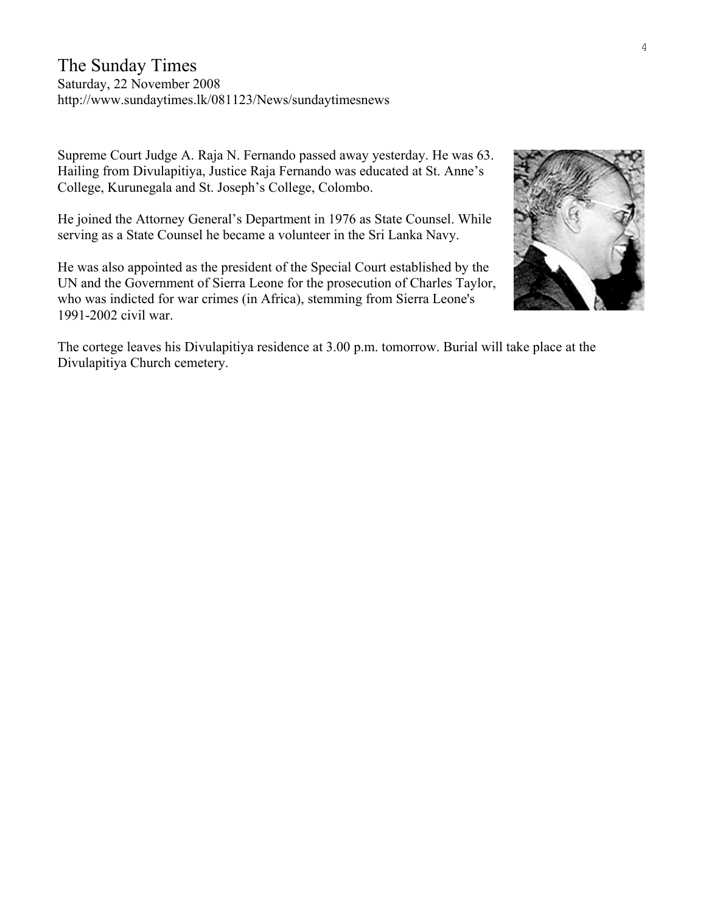# The Sunday Times

Saturday, 22 November 2008
http://www.sundaytimes.lk/081123/News/sundaytimesnews

Supreme Court Judge A. Raja N. Fernando passed away yesterday. He was 63. Hailing from Divulapitiya, Justice Raja Fernando was educated at St. Anne's College, Kurunegala and St. Joseph's College, Colombo.

He joined the Attorney General's Department in 1976 as State Counsel. While serving as a State Counsel he became a volunteer in the Sri Lanka Navy.

He was also appointed as the president of the Special Court established by the UN and the Government of Sierra Leone for the prosecution of Charles Taylor, who was indicted for war crimes (in Africa), stemming from Sierra Leone's 1991-2002 civil war.

The cortege leaves his Divulapitiya residence at 3.00 p.m. tomorrow. Burial will take place at the Divulapitiya Church cemetery.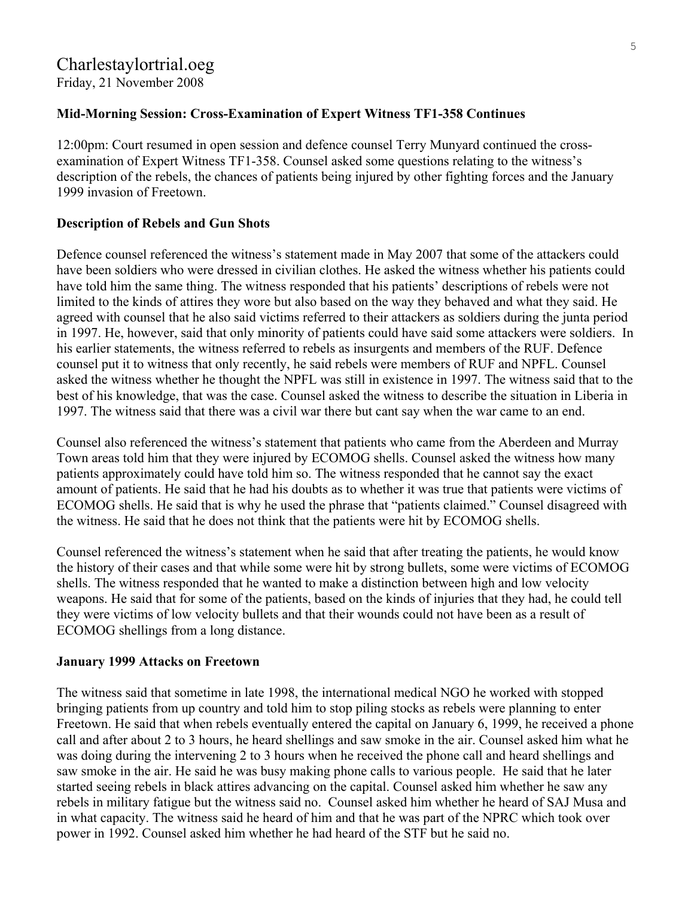# Charlestaylortrial.oeg

Friday, 21 November 2008

**Mid-Morning Session: Cross-Examination of Expert Witness TF1-358 Continues**

12:00pm: Court resumed in open session and defence counsel Terry Munyard continued the cross-examination of Expert Witness TF1-358. Counsel asked some questions relating to the witness's description of the rebels, the chances of patients being injured by other fighting forces and the January 1999 invasion of Freetown.

**Description of Rebels and Gun Shots**

Defence counsel referenced the witness's statement made in May 2007 that some of the attackers could have been soldiers who were dressed in civilian clothes. He asked the witness whether his patients could have told him the same thing. The witness responded that his patients' descriptions of rebels were not limited to the kinds of attires they wore but also based on the way they behaved and what they said. He agreed with counsel that he also said victims referred to their attackers as soldiers during the junta period in 1997. He, however, said that only minority of patients could have said some attackers were soldiers. In his earlier statements, the witness referred to rebels as insurgents and members of the RUF. Defence counsel put it to witness that only recently, he said rebels were members of RUF and NPFL. Counsel asked the witness whether he thought the NPFL was still in existence in 1997. The witness said that to the best of his knowledge, that was the case. Counsel asked the witness to describe the situation in Liberia in 1997. The witness said that there was a civil war there but cant say when the war came to an end.

Counsel also referenced the witness's statement that patients who came from the Aberdeen and Murray Town areas told him that they were injured by ECOMOG shells. Counsel asked the witness how many patients approximately could have told him so. The witness responded that he cannot say the exact amount of patients. He said that he had his doubts as to whether it was true that patients were victims of ECOMOG shells. He said that is why he used the phrase that "patients claimed." Counsel disagreed with the witness. He said that he does not think that the patients were hit by ECOMOG shells.

Counsel referenced the witness's statement when he said that after treating the patients, he would know the history of their cases and that while some were hit by strong bullets, some were victims of ECOMOG shells. The witness responded that he wanted to make a distinction between high and low velocity weapons. He said that for some of the patients, based on the kinds of injuries that they had, he could tell they were victims of low velocity bullets and that their wounds could not have been as a result of ECOMOG shellings from a long distance.

**January 1999 Attacks on Freetown**

The witness said that sometime in late 1998, the international medical NGO he worked with stopped bringing patients from up country and told him to stop piling stocks as rebels were planning to enter Freetown. He said that when rebels eventually entered the capital on January 6, 1999, he received a phone call and after about 2 to 3 hours, he heard shellings and saw smoke in the air. Counsel asked him what he was doing during the intervening 2 to 3 hours when he received the phone call and heard shellings and saw smoke in the air. He said he was busy making phone calls to various people. He said that he later started seeing rebels in black attires advancing on the capital. Counsel asked him whether he saw any rebels in military fatigue but the witness said no. Counsel asked him whether he heard of SAJ Musa and in what capacity. The witness said he heard of him and that he was part of the NPRC which took over power in 1992. Counsel asked him whether he had heard of the STF but he said no.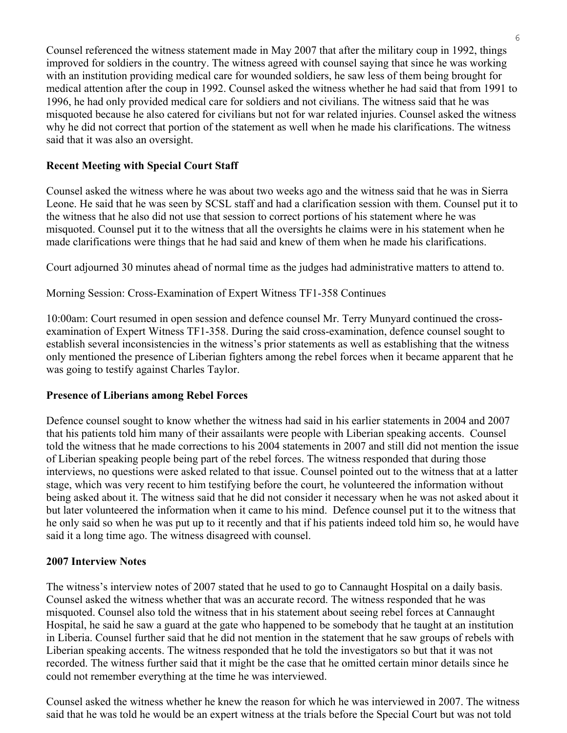Counsel referenced the witness statement made in May 2007 that after the military coup in 1992, things improved for soldiers in the country. The witness agreed with counsel saying that since he was working with an institution providing medical care for wounded soldiers, he saw less of them being brought for medical attention after the coup in 1992. Counsel asked the witness whether he had said that from 1991 to 1996, he had only provided medical care for soldiers and not civilians. The witness said that he was misquoted because he also catered for civilians but not for war related injuries. Counsel asked the witness why he did not correct that portion of the statement as well when he made his clarifications. The witness said that it was also an oversight.

**Recent Meeting with Special Court Staff**

Counsel asked the witness where he was about two weeks ago and the witness said that he was in Sierra Leone. He said that he was seen by SCSL staff and had a clarification session with them. Counsel put it to the witness that he also did not use that session to correct portions of his statement where he was misquoted. Counsel put it to the witness that all the oversights he claims were in his statement when he made clarifications were things that he had said and knew of them when he made his clarifications.

Court adjourned 30 minutes ahead of normal time as the judges had administrative matters to attend to.

Morning Session: Cross-Examination of Expert Witness TF1-358 Continues

10:00am: Court resumed in open session and defence counsel Mr. Terry Munyard continued the cross-examination of Expert Witness TF1-358. During the said cross-examination, defence counsel sought to establish several inconsistencies in the witness's prior statements as well as establishing that the witness only mentioned the presence of Liberian fighters among the rebel forces when it became apparent that he was going to testify against Charles Taylor.

**Presence of Liberians among Rebel Forces**

Defence counsel sought to know whether the witness had said in his earlier statements in 2004 and 2007 that his patients told him many of their assailants were people with Liberian speaking accents. Counsel told the witness that he made corrections to his 2004 statements in 2007 and still did not mention the issue of Liberian speaking people being part of the rebel forces. The witness responded that during those interviews, no questions were asked related to that issue. Counsel pointed out to the witness that at a latter stage, which was very recent to him testifying before the court, he volunteered the information without being asked about it. The witness said that he did not consider it necessary when he was not asked about it but later volunteered the information when it came to his mind. Defence counsel put it to the witness that he only said so when he was put up to it recently and that if his patients indeed told him so, he would have said it a long time ago. The witness disagreed with counsel.

**2007 Interview Notes**

The witness's interview notes of 2007 stated that he used to go to Cannaught Hospital on a daily basis. Counsel asked the witness whether that was an accurate record. The witness responded that he was misquoted. Counsel also told the witness that in his statement about seeing rebel forces at Cannaught Hospital, he said he saw a guard at the gate who happened to be somebody that he taught at an institution in Liberia. Counsel further said that he did not mention in the statement that he saw groups of rebels with Liberian speaking accents. The witness responded that he told the investigators so but that it was not recorded. The witness further said that it might be the case that he omitted certain minor details since he could not remember everything at the time he was interviewed.

Counsel asked the witness whether he knew the reason for which he was interviewed in 2007. The witness said that he was told he would be an expert witness at the trials before the Special Court but was not told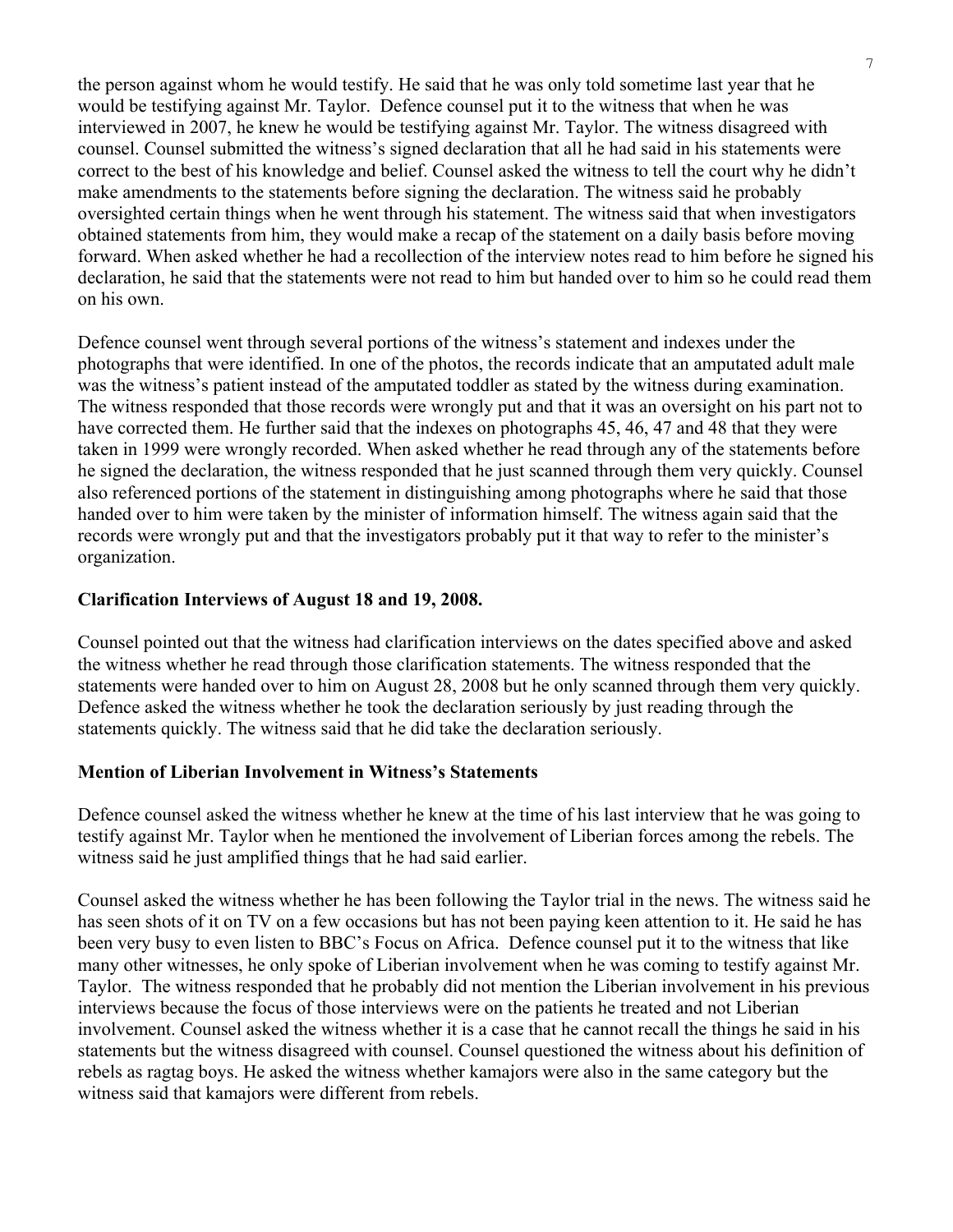the person against whom he would testify. He said that he was only told sometime last year that he would be testifying against Mr. Taylor. Defence counsel put it to the witness that when he was interviewed in 2007, he knew he would be testifying against Mr. Taylor. The witness disagreed with counsel. Counsel submitted the witness's signed declaration that all he had said in his statements were correct to the best of his knowledge and belief. Counsel asked the witness to tell the court why he didn't make amendments to the statements before signing the declaration. The witness said he probably oversighted certain things when he went through his statement. The witness said that when investigators obtained statements from him, they would make a recap of the statement on a daily basis before moving forward. When asked whether he had a recollection of the interview notes read to him before he signed his declaration, he said that the statements were not read to him but handed over to him so he could read them on his own.

Defence counsel went through several portions of the witness's statement and indexes under the photographs that were identified. In one of the photos, the records indicate that an amputated adult male was the witness's patient instead of the amputated toddler as stated by the witness during examination. The witness responded that those records were wrongly put and that it was an oversight on his part not to have corrected them. He further said that the indexes on photographs 45, 46, 47 and 48 that they were taken in 1999 were wrongly recorded. When asked whether he read through any of the statements before he signed the declaration, the witness responded that he just scanned through them very quickly. Counsel also referenced portions of the statement in distinguishing among photographs where he said that those handed over to him were taken by the minister of information himself. The witness again said that the records were wrongly put and that the investigators probably put it that way to refer to the minister's organization.

**Clarification Interviews of August 18 and 19, 2008.**

Counsel pointed out that the witness had clarification interviews on the dates specified above and asked the witness whether he read through those clarification statements. The witness responded that the statements were handed over to him on August 28, 2008 but he only scanned through them very quickly. Defence asked the witness whether he took the declaration seriously by just reading through the statements quickly. The witness said that he did take the declaration seriously.

**Mention of Liberian Involvement in Witness's Statements**

Defence counsel asked the witness whether he knew at the time of his last interview that he was going to testify against Mr. Taylor when he mentioned the involvement of Liberian forces among the rebels. The witness said he just amplified things that he had said earlier.

Counsel asked the witness whether he has been following the Taylor trial in the news. The witness said he has seen shots of it on TV on a few occasions but has not been paying keen attention to it. He said he has been very busy to even listen to BBC's Focus on Africa. Defence counsel put it to the witness that like many other witnesses, he only spoke of Liberian involvement when he was coming to testify against Mr. Taylor. The witness responded that he probably did not mention the Liberian involvement in his previous interviews because the focus of those interviews were on the patients he treated and not Liberian involvement. Counsel asked the witness whether it is a case that he cannot recall the things he said in his statements but the witness disagreed with counsel. Counsel questioned the witness about his definition of rebels as ragtag boys. He asked the witness whether kamajors were also in the same category but the witness said that kamajors were different from rebels.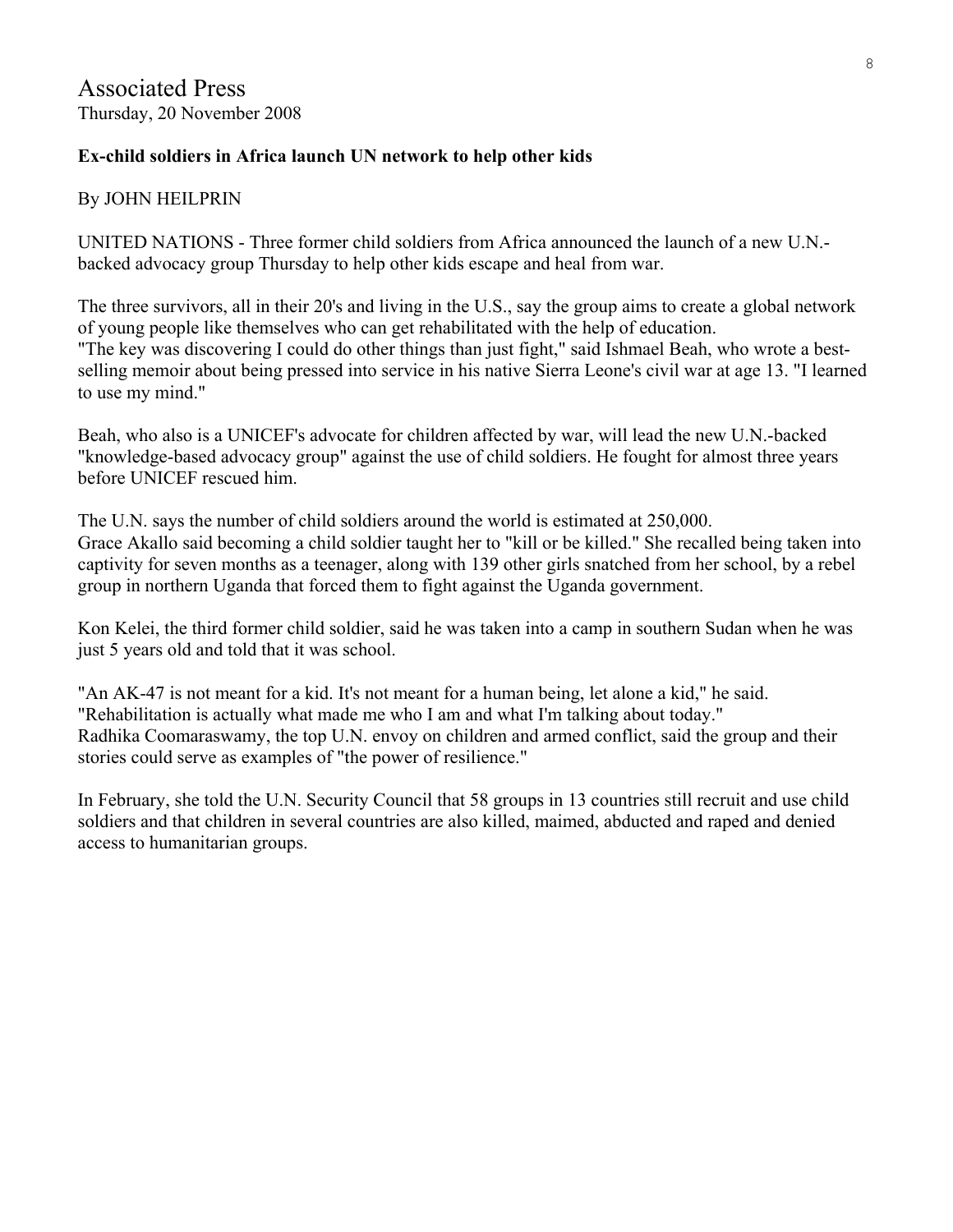# Associated Press

Thursday, 20 November 2008

**Ex-child soldiers in Africa launch UN network to help other kids**

By JOHN HEILPRIN

UNITED NATIONS - Three former child soldiers from Africa announced the launch of a new U.N.-backed advocacy group Thursday to help other kids escape and heal from war.

The three survivors, all in their 20's and living in the U.S., say the group aims to create a global network of young people like themselves who can get rehabilitated with the help of education.

"The key was discovering I could do other things than just fight," said Ishmael Beah, who wrote a best-selling memoir about being pressed into service in his native Sierra Leone's civil war at age 13. "I learned to use my mind."

Beah, who also is a UNICEF's advocate for children affected by war, will lead the new U.N.-backed "knowledge-based advocacy group" against the use of child soldiers. He fought for almost three years before UNICEF rescued him.

The U.N. says the number of child soldiers around the world is estimated at 250,000.

Grace Akallo said becoming a child soldier taught her to "kill or be killed." She recalled being taken into captivity for seven months as a teenager, along with 139 other girls snatched from her school, by a rebel group in northern Uganda that forced them to fight against the Uganda government.

Kon Kelei, the third former child soldier, said he was taken into a camp in southern Sudan when he was just 5 years old and told that it was school.

"An AK-47 is not meant for a kid. It's not meant for a human being, let alone a kid," he said. "Rehabilitation is actually what made me who I am and what I'm talking about today."

Radhika Coomaraswamy, the top U.N. envoy on children and armed conflict, said the group and their stories could serve as examples of "the power of resilience."

In February, she told the U.N. Security Council that 58 groups in 13 countries still recruit and use child soldiers and that children in several countries are also killed, maimed, abducted and raped and denied access to humanitarian groups.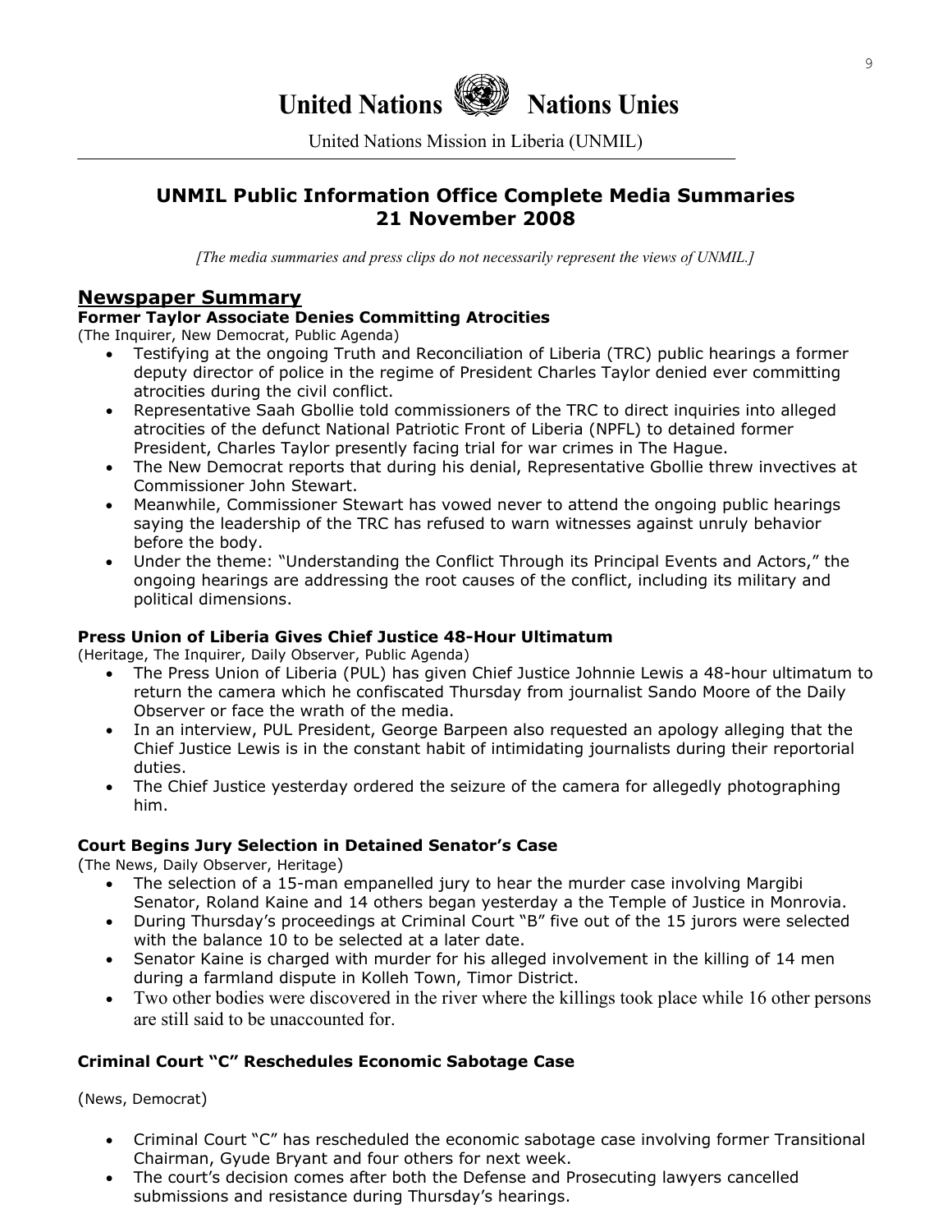# United Nations Nations Unies

United Nations Mission in Liberia (UNMIL)

## UNMIL Public Information Office Complete Media Summaries
## 21 November 2008

*[The media summaries and press clips do not necessarily represent the views of UNMIL.]*

## Newspaper Summary

### Former Taylor Associate Denies Committing Atrocities

(The Inquirer, New Democrat, Public Agenda)

- Testifying at the ongoing Truth and Reconciliation of Liberia (TRC) public hearings a former deputy director of police in the regime of President Charles Taylor denied ever committing atrocities during the civil conflict.
- Representative Saah Gbollie told commissioners of the TRC to direct inquiries into alleged atrocities of the defunct National Patriotic Front of Liberia (NPFL) to detained former President, Charles Taylor presently facing trial for war crimes in The Hague.
- The New Democrat reports that during his denial, Representative Gbollie threw invectives at Commissioner John Stewart.
- Meanwhile, Commissioner Stewart has vowed never to attend the ongoing public hearings saying the leadership of the TRC has refused to warn witnesses against unruly behavior before the body.
- Under the theme: "Understanding the Conflict Through its Principal Events and Actors," the ongoing hearings are addressing the root causes of the conflict, including its military and political dimensions.

### Press Union of Liberia Gives Chief Justice 48-Hour Ultimatum

(Heritage, The Inquirer, Daily Observer, Public Agenda)

- The Press Union of Liberia (PUL) has given Chief Justice Johnnie Lewis a 48-hour ultimatum to return the camera which he confiscated Thursday from journalist Sando Moore of the Daily Observer or face the wrath of the media.
- In an interview, PUL President, George Barpeen also requested an apology alleging that the Chief Justice Lewis is in the constant habit of intimidating journalists during their reportorial duties.
- The Chief Justice yesterday ordered the seizure of the camera for allegedly photographing him.

### Court Begins Jury Selection in Detained Senator's Case

(The News, Daily Observer, Heritage)

- The selection of a 15-man empanelled jury to hear the murder case involving Margibi Senator, Roland Kaine and 14 others began yesterday a the Temple of Justice in Monrovia.
- During Thursday's proceedings at Criminal Court "B" five out of the 15 jurors were selected with the balance 10 to be selected at a later date.
- Senator Kaine is charged with murder for his alleged involvement in the killing of 14 men during a farmland dispute in Kolleh Town, Timor District.
- Two other bodies were discovered in the river where the killings took place while 16 other persons are still said to be unaccounted for.

### Criminal Court "C" Reschedules Economic Sabotage Case

(News, Democrat)

- Criminal Court "C" has rescheduled the economic sabotage case involving former Transitional Chairman, Gyude Bryant and four others for next week.
- The court's decision comes after both the Defense and Prosecuting lawyers cancelled submissions and resistance during Thursday's hearings.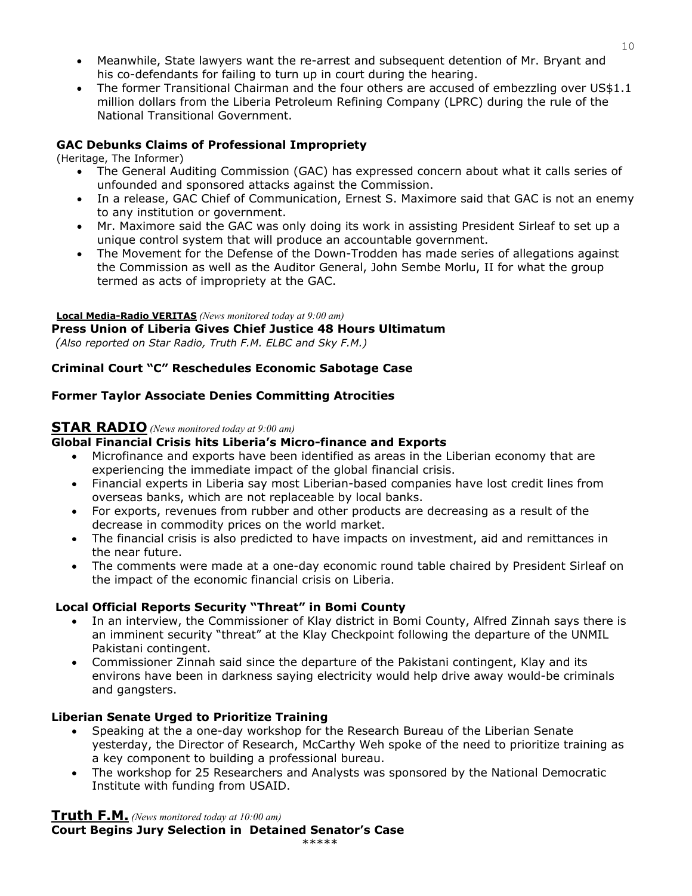- Meanwhile, State lawyers want the re-arrest and subsequent detention of Mr. Bryant and his co-defendants for failing to turn up in court during the hearing.
- The former Transitional Chairman and the four others are accused of embezzling over US$1.1 million dollars from the Liberia Petroleum Refining Company (LPRC) during the rule of the National Transitional Government.

**GAC Debunks Claims of Professional Impropriety**
(Heritage, The Informer)

- The General Auditing Commission (GAC) has expressed concern about what it calls series of unfounded and sponsored attacks against the Commission.
- In a release, GAC Chief of Communication, Ernest S. Maximore said that GAC is not an enemy to any institution or government.
- Mr. Maximore said the GAC was only doing its work in assisting President Sirleaf to set up a unique control system that will produce an accountable government.
- The Movement for the Defense of the Down-Trodden has made series of allegations against the Commission as well as the Auditor General, John Sembe Morlu, II for what the group termed as acts of impropriety at the GAC.

**Local Media-Radio VERITAS** *(News monitored today at 9:00 am)*

**Press Union of Liberia Gives Chief Justice 48 Hours Ultimatum**
*(Also reported on Star Radio, Truth F.M. ELBC and Sky F.M.)*

**Criminal Court "C" Reschedules Economic Sabotage Case**

**Former Taylor Associate Denies Committing Atrocities**

## STAR RADIO *(News monitored today at 9:00 am)*

**Global Financial Crisis hits Liberia's Micro-finance and Exports**

- Microfinance and exports have been identified as areas in the Liberian economy that are experiencing the immediate impact of the global financial crisis.
- Financial experts in Liberia say most Liberian-based companies have lost credit lines from overseas banks, which are not replaceable by local banks.
- For exports, revenues from rubber and other products are decreasing as a result of the decrease in commodity prices on the world market.
- The financial crisis is also predicted to have impacts on investment, aid and remittances in the near future.
- The comments were made at a one-day economic round table chaired by President Sirleaf on the impact of the economic financial crisis on Liberia.

**Local Official Reports Security "Threat" in Bomi County**

- In an interview, the Commissioner of Klay district in Bomi County, Alfred Zinnah says there is an imminent security "threat" at the Klay Checkpoint following the departure of the UNMIL Pakistani contingent.
- Commissioner Zinnah said since the departure of the Pakistani contingent, Klay and its environs have been in darkness saying electricity would help drive away would-be criminals and gangsters.

**Liberian Senate Urged to Prioritize Training**

- Speaking at the a one-day workshop for the Research Bureau of the Liberian Senate yesterday, the Director of Research, McCarthy Weh spoke of the need to prioritize training as a key component to building a professional bureau.
- The workshop for 25 Researchers and Analysts was sponsored by the National Democratic Institute with funding from USAID.

## Truth F.M. *(News monitored today at 10:00 am)*

**Court Begins Jury Selection in Detained Senator's Case**

*****